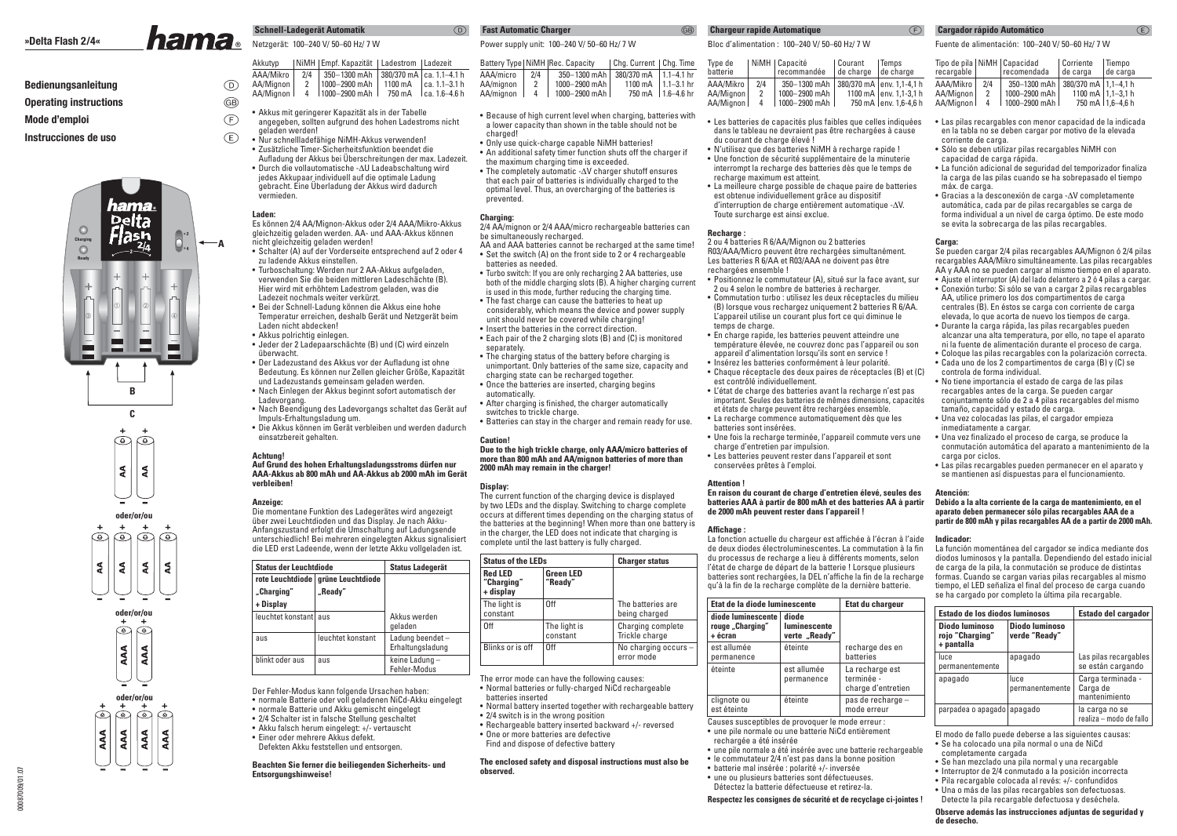# »Delta Flash 2/4« hama

**Bedienungsanleitung** (D)
**Operating instructions** (GB)
**Mode d'emploi** (F)
**Instrucciones de uso** (E)

## Schnell-Ladegerät Automatik (D)

Netzgerät: 100–240 V/ 50–60 Hz/ 7 W

| Akkutyp | NiMH | Empf. Kapazität | Ladestrom | Ladezeit |
|---|---|---|---|---|
| AAA/Mikro | 2/4 | 350 – 1300 mAh | 380/370 mA | ca. 1.1–4.1 h |
| AA/Mignon | 2 | 1000 – 2900 mAh | 1100 mA | ca. 1.1–3.1 h |
| AA/Mignon | 4 | 1000 – 2900 mAh | 750 mA | ca. 1.6–4.6 h |

- Akkus mit geringerer Kapazität als in der Tabelle angegeben, sollten aufgrund des hohen Ladestroms nicht geladen werden!
- Nur schnellladefähige NiMH-Akkus verwenden!
- Zusätzliche Timer-Sicherheitsfunktion beendet die Aufladung der Akkus bei Überschreitungen der max. Ladezeit.
- Durch die vollautomatische -ΔU Ladeabschaltung wird jedes Akkupaar individuell auf die optimale Ladung gebracht. Eine Überladung der Akkus wird dadurch vermieden.

**Laden:**

Es können 2/4 AA/Mignon-Akkus oder 2/4 AAA/Mikro-Akkus gleichzeitig geladen werden. AA- und AAA-Akkus können nicht gleichzeitig geladen werden!

- Schalter (A) auf der Vorderseite entsprechend auf 2 oder 4 zu ladende Akkus einstellen.
- Turboschaltung: Werden nur 2 AA-Akkus aufgeladen, verwenden Sie die beiden mittleren Ladeschächte (B). Hier wird mit erhöhtem Ladestrom geladen, was die Ladezeit nochmals weiter verkürzt.
- Bei der Schnell-Ladung können die Akkus eine hohe Temperatur erreichen, deshalb Gerät und Netzgerät beim Laden nicht abdecken!
- Akkus polrichtig einlegen.
- Jeder der 2 Ladepaarschächte (B) und (C) wird einzeln überwacht.
- Der Ladezustand des Akkus vor der Aufladung ist ohne Bedeutung. Es können nur Zellen gleicher Größe, Kapazität und Ladezustands gemeinsam geladen werden.
- Nach Einlegen der Akkus beginnt sofort automatisch der Ladevorgang.
- Nach Beendigung des Ladevorgangs schaltet das Gerät auf Impuls-Erhaltungsladung um.
- Die Akkus können im Gerät verbleiben und werden dadurch einsatzbereit gehalten.

**Achtung!**

**Auf Grund des hohen Erhaltungsladungsstroms dürfen nur AAA-Akkus ab 800 mAh und AA-Akkus ab 2000 mAh im Gerät verbleiben!**

**Anzeige:**

Die momentane Funktion des Ladegerätes wird angezeigt über zwei Leuchtdioden und das Display. Je nach Akku-Anfangszustand erfolgt die Umschaltung auf Ladesunde unterschiedlich! Bei mehreren eingelegten Akkus signalisiert die LED erst Ladeende, wenn der letzte Akku vollgeladen ist.

| Status der Leuchtdiode | | Status Ladegerät |
|---|---|---|
| rote Leuchtdiode „Charging" + Display | grüne Leuchtdiode „Ready" | |
| leuchtet konstant | aus | Akkus werden geladen |
| aus | leuchtet konstant | Ladung beendet – Erhaltungsladung |
| blinkt oder aus | aus | keine Ladung – Fehler-Modus |

Der Fehler-Modus kann folgende Ursachen haben:
- normale Batterie oder voll geladenen NiCd-Akku eingelegt
- normale Batterie und Akku gemischt eingelegt
- 2/4 Schalter ist in falsche Stellung geschaltet
- Akku falsch herum eingelegt: +/- vertauscht
- Einer oder mehrere Akkus defekt.
  Defekten Akku feststellen und entsorgen.

**Beachten Sie ferner die beiliegenden Sicherheits- und Entsorgungshinweise!**

## Fast Automatic Charger (GB)

Power supply unit: 100–240 V/ 50–60 Hz/ 7 W

| Battery Type | NiMH | Rec. Capacity | Chg. Current | Chg. Time |
|---|---|---|---|---|
| AAA/micro | 2/4 | 350 – 1300 mAh | 380/370 mA | 1.1–4.1 hr |
| AA/mignon | 2 | 1000 – 2900 mAh | 1100 mA | 1.1–3.1 hr |
| AA/mignon | 4 | 1000 – 2900 mAh | 750 mA | 1.6–4.6 hr |

- Because of high current level when charging, batteries with a lower capacity than shown in the table should not be charged!
- Only use quick-charge capable NiMH batteries!
- An additional safety timer function shuts off the charger if the maximum charging time is exceeded.
- The completely automatic -ΔV charger shutoff ensures that each pair of batteries is individually charged to the optimal level. Thus, an overcharging of the batteries is prevented.

**Charging:**

2/4 AA/mignon or 2/4 AAA/micro rechargeable batteries can be simultaneously recharged.

AA and AAA batteries cannot be recharged at the same time!
- Set the switch (A) on the front side to 2 or 4 rechargeable batteries as needed.
- Turbo switch: If you are only recharging 2 AA batteries, use both of the middle charging slots (B). A higher charging current is used in this mode, further reducing the charging time.
- The fast charge can cause the batteries to heat up considerably, which means the device and power supply unit should never be covered while charging!
- Insert the batteries in the correct direction.
- Each pair of the 2 charging slots (B) and (C) is monitored separately.
- The charging status of the battery before charging is unimportant. Only batteries of the same size, capacity and charging state can be recharged together.
- Once the batteries are inserted, charging begins automatically.
- After charging is finished, the charger automatically switches to trickle charge.
- Batteries can stay in the charger and remain ready for use.

**Caution!**

**Due to the high trickle charge, only AAA/micro batteries of more than 800 mAh and AA/mignon batteries of more than 2000 mAh may remain in the charger!**

**Display:**

The current function of the charging device is displayed by two LEDs and the display. Switching to charge complete occurs at different times depending on the charging status of the batteries at the beginning! When more than one battery is in the charger, the LED does not indicate that charging is complete until the last battery is fully charged.

| Status of the LEDs | | Charger status |
|---|---|---|
| Red LED "Charging" + display | Green LED "Ready" | |
| The light is constant | Off | The batteries are being charged |
| Off | The light is constant | Charging complete Trickle charge |
| Blinks or is off | Off | No charging occurs – error mode |

The error mode can have the following causes:
- Normal batteries or fully-charged NiCd rechargeable batteries inserted
- Normal battery inserted together with rechargeable battery
- 2/4 switch is in the wrong position
- Rechargeable battery inserted backward +/- reversed
- One or more batteries are defective
  Find and dispose of defective battery

**The enclosed safety and disposal instructions must also be observed.**

## Chargeur rapide Automatique (F)

Bloc d'alimentation : 100–240 V/ 50–60 Hz/ 7 W

| Type de batterie | NiMH | Capacité recommandée | Courant de charge | Temps de charge |
|---|---|---|---|---|
| AAA/Mikro | 2/4 | 350 – 1300 mAh | 380/370 mA | env. 1,1-4,1 h |
| AA/Mignon | 2 | 1000 – 2900 mAh | 1100 mA | env. 1,1-3,1 h |
| AA/Mignon | 4 | 1000 – 2900 mAh | 750 mA | env. 1,6-4,6 h |

- Les batteries de capacités plus faibles que celles indiquées dans le tableau ne devraient pas être rechargées à cause du courant de charge élevé !
- N'utilisez que des batteries NiMH à recharge rapide !
- Une fonction de sécurité supplémentaire de la minuterie interrompt la recharge des batteries dès que le temps de recharge maximum est atteint.
- La meilleure charge possible de chaque paire de batteries est obtenue individuellement grâce au dispositif d'interruption de charge entièrement automatique -ΔV. Toute surcharge est ainsi exclue.

**Recharge :**

2 ou 4 batteries R 6/AA/Mignon ou 2 batteries R03/AAA/Micro peuvent être rechargées simultanément. Les batteries R 6/AA et R03/AAA ne doivent pas être rechargées ensemble !
- Positionnez le commutateur (A), situé sur la face avant, sur 2 ou 4 selon le nombre de batteries à recharger.
- Commutation turbo : utilisez les deux réceptacles du milieu (B) lorsque vous rechargez uniquement 2 batteries R 6/AA. L'appareil utilise un courant plus fort ce qui diminue le temps de charge.
- En charge rapide, les batteries peuvent atteindre une température élevée, ne couvrez donc pas l'appareil ou son appareil d'alimentation lorsqu'ils sont en service !
- Insérez les batteries conformément à leur polarité.
- Chaque réceptacle des deux paires de réceptacles (B) et (C) est contrôlé individuellement.
- L'état de charge des batteries avant la recharge n'est pas important. Seules des batteries de mêmes dimensions, capacités et états de charge peuvent être rechargées ensemble.
- La recharge commence automatiquement dès que les batteries sont insérées.
- Une fois la recharge terminée, l'appareil commute vers une charge d'entretien par impulsion.
- Les batteries peuvent rester dans l'appareil et sont conservées prêtes à l'emploi.

**Attention !**

**En raison du courant de charge d'entretien élevé, seules des batteries AAA à partir de 800 mAh et des batteries AA à partir de 2000 mAh peuvent rester dans l'appareil !**

**Affichage :**

La fonction actuelle du chargeur est affichée à l'écran à l'aide de deux diodes électroluminescentes. La commutation à la fin du processus de recharge a lieu à différents moments, selon l'état de charge de départ de la batterie ! Lorsque plusieurs batteries sont rechargées, la DEL n'affiche la fin de la recharge qu'à la fin de la recharge complète de la dernière batterie.

| Etat de la diode luminescente | | Etat du chargeur |
|---|---|---|
| diode luminescente rouge „Charging" + écran | diode luminescente verte „Ready" | |
| est allumée permanence | éteinte | recharge des en batteries |
| éteinte | est allumée permanence | La recharge est terminée - charge d'entretien |
| clignote ou est éteinte | éteinte | pas de recharge – mode erreur |

Causes susceptibles de provoquer le mode erreur :
- une pile normale ou une batterie NiCd entièrement rechargée a été insérée
- une pile normale a été insérée avec une batterie rechargeable
- le commutateur 2/4 n'est pas dans la bonne position
- batterie mal insérée : polarité +/- inversée
- une ou plusieurs batteries sont défectueuses.
  Détectez la batterie défectueuse et retirez-la.

**Respectez les consignes de sécurité et de recyclage ci-jointes !**

## Cargador rápido Automático (E)

Fuente de alimentación: 100–240 V/ 50–60 Hz/ 7 W

| Tipo de pila recargable | NiMH | Capacidad recomendada | Corriente de carga | Tiempo de carga |
|---|---|---|---|---|
| AAA/Mikro | 2/4 | 350 – 1300 mAh | 380/370 mA | 1,1–4,1 h |
| AA/Mignon | 2 | 1000 – 2900 mAh | 1100 mA | 1,1–3,1 h |
| AA/Mignon | 4 | 1000 – 2900 mAh | 750 mA | 1,6–4,6 h |

- Las pilas recargables con menor capacidad de la indicada en la tabla no se deben cargar por motivo de la elevada corriente de carga.
- Sólo se deben utilizar pilas recargables NiMH con capacidad de carga rápida.
- La función adicional de seguridad del temporizador finaliza la carga de las pilas cuando se ha sobrepasado el tiempo máx. de carga.
- Gracias a la desconexión de carga -ΔV completamente automática, cada par de pilas recargables se carga de forma individual a un nivel de carga óptimo. De este modo se evita la sobrecarga de las pilas recargables.

**Carga:**

Se pueden cargar 2/4 pilas recargables AA/Mignon ó 2/4 pilas recargables AAA/Mikro simultáneamente. Las pilas recargables AA y AAA no se pueden cargar al mismo tiempo en el aparato.
- Ajuste el interruptor (A) del lado delantero a 2 ó 4 pilas a cargar.
- Conexión turbo: Si sólo se van a cargar 2 pilas recargables AA, utilice primero los dos compartimentos de carga centrales (B). En éstos se carga con corriente de carga elevada, lo que acorta de nuevo los tiempos de carga.
- Durante la carga rápida, las pilas recargables pueden alcanzar una alta temperatura, por ello, no tape el aparato ni la fuente de alimentación durante el proceso de carga.
- Coloque las pilas recargables con la polarización correcta.
- Cada uno de los 2 compartimentos de carga (B) y (C) se controla de forma individual.
- No tiene importancia el estado de carga de las pilas recargables antes de la carga. Se pueden cargar conjuntamente sólo de 2 a 4 pilas recargables del mismo tamaño, capacidad y estado de carga.
- Una vez colocadas las pilas, el cargador empieza inmediatamente a cargar.
- Una vez finalizado el proceso de carga, se produce la conmutación automática del aparato a mantenimiento de la carga por ciclos.
- Las pilas recargables pueden permanecer en el aparato y se mantienen así dispuestas para el funcionamiento.

**Atención:**

**Debido a la alta corriente de la carga de mantenimiento, en el aparato deben permanecer sólo pilas recargables AAA de a partir de 800 mAh y pilas recargables AA de a partir de 2000 mAh.**

**Indicador:**

La función momentánea del cargador se indica mediante dos diodos luminosos y la pantalla. Dependiendo del estado inicial de carga de la pila, la conmutación se produce de distintas formas. Cuando se cargan varias pilas recargables al mismo tiempo, el LED señaliza el final del proceso de carga cuando se ha cargado por completo la última pila recargable.

| Estado de los diodos luminosos | | Estado del cargador |
|---|---|---|
| Diodo luminoso rojo "Charging" + pantalla | Diodo luminoso verde "Ready" | |
| luce permanentemente | apagado | Las pilas recargables se están cargando |
| apagado | luce permanentemente | Carga terminada - Carga de mantenimiento |
| parpadea o apagado | apagado | la carga no se realiza – modo de fallo |

El modo de fallo puede deberse a las siguientes causas:
- Se ha colocado una pila normal o una de NiCd completamente cargada
- Se han mezclado una pila normal y una recargable
- Interruptor de 2/4 conmutado a la posición incorrecta
- Pila recargable colocada al revés: +/- confundidos
- Una o más de las pilas recargables son defectuosas.
  Detecte la pila recargable defectuosa y deséchela.

**Observe además las instrucciones adjuntas de seguridad y de desecho.**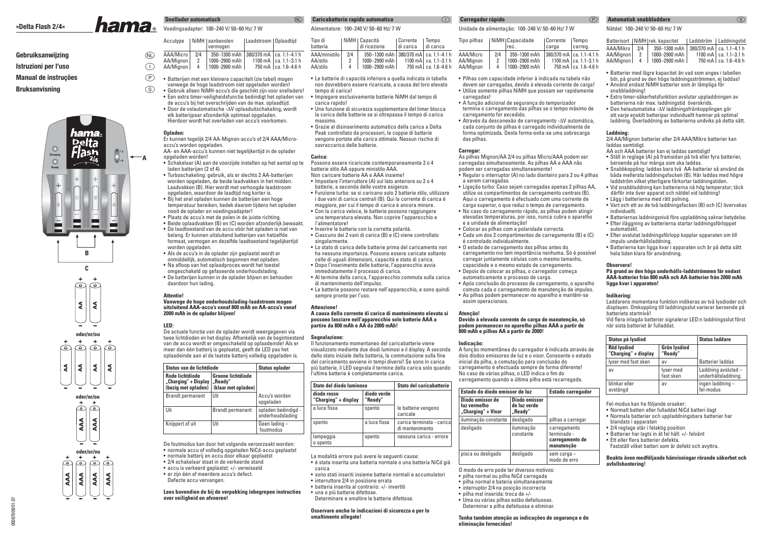# »Delta Flash 2/4«

hama

**Gebruiksanwijzing** (NL)
**Istruzioni per l'uso** (I)
**Manual de instruções** (P)
**Bruksanvisning** (S)

Charging
Ready

A

B

C

AA AA

oder/or/ou

AA AA AA AA

oder/or/ou

AAA AAA

oder/or/ou

AAA AAA AAA AAA

## Snellader automatisch (NL)

Voedingsadapter: 100–240 V/ 50–60 Hz/ 7 W

| Accutype | NiMH | aanbevolen vermogen | Laadstroom | Oplaadtijd |
|---|---|---|---|---|
| AAA/Micro | 2/4 | 350–1300 mAh | 380/370 mA | ca. 1.1–4.1 h |
| AA/Mignon | 2 | 1000–2900 mAh | 1100 mA | ca. 1.1–3.1 h |
| AA/Mignon | 4 | 1000–2900 mAh | 750 mA | ca. 1.6–4.6 h |

- Batterijen met een kleinere capaciteit (zie tabel) mogen vanwege de hoge laadstroom niet opgeladen worden!
- Gebruik alleen NiMH-accu's die geschikt zijn voor snelladers!
- Een extra timer-veiligheidsfunctie beëindigt het opladen van de accu's bij het overschrijden van de max. oplaadtijd.
- Door de volautomatische -ΔV oplaaduitschakeling, wordt elk batterijpaar afzonderlijk optimaal opgeladen. Hierdoor wordt het overladen van accu's voorkomen.

**Opladen:**
Er kunnen tegelijk 2/4 AA-Mignon-accu's of 2/4 AAA/Micro-accu's worden opgeladen.
AA- en AAA-accu's kunnen niet tegelijkertijd in de oplader opgeladen worden!

- Schakelaar (A) aan de voorzijde instellen op het aantal op te laden batterijen (2 of 4).
- Turboschakeling: gebruik, als er slechts 2 AA-batterijen worden opgeladen, de beide laadvakken in het midden. Laadvakken (B). Hier wordt met verhoogde laadstroom opgeladen, waardoor de laadtijd nog korter is.
- Bij het snel opladen kunnen de batterijen een hoge temperatuur bereiken, bedek daarom tijdens het opladen nooit de oplader en voedingsadapter!
- Plaats de accu's met de polen in de juiste richting.
- Beide oplaadvakken (B) en (C) worden afzonderlijk bewaakt.
- De laadtoestand van de accu vóór het opladen is niet van belang. Er kunnen uitsluitend batterijen van hetzelfde formaat, vermogen en dezelfde laadtoestand tegelijkertijd worden opgeladen.
- Als de accu's in de oplader zijn geplaatst wordt er onmiddellijk, automatisch begonnen met opladen.
- Na afloop van het opladproces wordt het toestel omgeschakeld op gefaseerde onderhoudslading.
- De batterijen kunnen in de oplader blijven en behouden daardoor hun lading.

**Attentie!**
**Vanwege de hoge onderhoudslading-laadstroom mogen uitsluitend AAA-accu's vanaf 800 mAh en AA-accu's vanaf 2000 mAh in de oplader blijven!**

**LED:**
De actuele functie van de oplader wordt weergegeven via twee lichtdioden en het display. Afhankelijk van de begintoestand van de accu wordt er omgeschakeld op onderhoudslading! Als er meer dan één batterij is geplaatst, geeft de LED pas het oplaadeinde aan al de laatste batterij volledig opgeladen is.

| Status van de lichtdiode | | Status oplader |
|---|---|---|
| Rode lichtdiode „Charging" + Display (bezig met opladen) | Groene lichtdiode „Ready" (klaar met opladen) | |
| Brandt permanent | Uit | Accu's worden opgeladen |
| Uit | Brandt permanent | opladen beëindigd - onderhoudslading |
| Knippert of uit | Uit | Geen lading – foutmodus |

De foutmodus kan door het volgende veroorzaakt worden:
- normale accu of volledig opgeladen NiCd-accu geplaatst
- normale batterij en accu door elkaar geplaatst
- 2/4 schakelaar staat in de verkeerde stand
- accu is verkeerd geplaatst: +/- verwisseld
- er zijn één of meerdere accu's defect. Defecte accu vervangen.

**Lees bovendien de bij de verpakking inbegrepen instructies over veiligheid en afvoeren!**

## Caricabatterie rapido automatico (I)

Alimentatore: 100–240 V/ 50–60 Hz/ 7 W

| Tipo di batteria | NiMH | Capacità di ricezione | Corrente di carica | Tempo di carica |
|---|---|---|---|---|
| AAA/ministilo | 2/4 | 350–1300 mAh | 380/370 mA | ca. 1.1–4.1 h |
| AA/stilo | 2 | 1000–2900 mAh | 1100 mA | ca. 1.1–3.1 h |
| AA/stilo | 4 | 1000–2900 mAh | 750 mA | ca. 1.6–4.6 h |

- Le batterie di capacità inferiore a quella indicata in tabella non dovrebbero essere ricaricate, a causa del loro elevato tempo di carica!
- Impiegare esclusivamente batterie NiMH dal tempo di carica rapido!
- Una funzione di sicurezza supplementare del timer blocca la carica delle batterie se si oltrepassa il tempo di carica massimo.
- Grazie al disinserimento automatico della carica a Delta Peak controllato da processori, le coppie di batterie vengono portate alla carica ottimale. Nessun rischio di sovraccarica delle batterie.

**Carica:**
Possono essere ricaricate contemporaneamente 2 o 4 batterie stilo AA oppure ministilo AAA.
Non caricare batterie AA e AAA insieme!

- Impostare l'interruttore (A) sul lato anteriore su 2 o 4 batterie, a seconda delle vostre esigenze.
- Funzione turbo: se si caricano solo 2 batterie stilo, utilizzare i due vani di carica centrali (B). Qui la corrente di carica è maggiore, per cui il tempo di carica è ancora minore.
- Con la carica veloce, le batterie possono raggiungere una temperatura elevata. Non coprire l'apparecchio e l'alimentatore!
- Inserire le batterie con la corretta polarità.
- Ciascuno dei 2 vani di carica (B) e (C) viene controllato singolarmente.
- Lo stato di carica delle batterie prima del caricamento non ha nessuna importanza. Possono essere caricate soltanto celle di uguali dimensioni, capacità e stato di carica.
- Dopo l'inserimento delle batterie, l'apparecchio avvia immediatamente il processo di carica.
- Al termine della carica, l'apparecchio commuta sulla carica di mantenimento dell'impulso.
- Le batterie possono restare nell'apparecchio, e sono quindi sempre pronte per l'uso.

**Attenzione!**
**A causa della corrente di carica di mantenimento elevata si possono lasciare nell'apparecchio solo batterie AAA a partire da 800 mAh e AA da 2000 mAh!**

**Segnalazione:**
Il funzionamento momentaneo del caricabatterie viene visualizzato mediante due diodi luminosi e il display. A seconda dello stato iniziale della batteria, la commutazione sulla fine del caricamento avviene in tempi diversi! Se sono in carica più batterie, il LED segnala il termine della carica solo quando l'ultima batteria è completamente carica.

| Stato del diodo luminoso | | Stato del caricabatterie |
|---|---|---|
| diodo rosso "Charging" + display | diodo verde "Ready" | |
| a luce fissa | spento | le batterie vengono caricate |
| spento | a luce fissa | carica terminata - carica di mantenimento |
| lampeggia o spento | spento | nessuna carica - errore |

La modalità errore può avere le seguenti cause:
- è stata inserita una batteria normale o una batteria NiCd già carica
- sono stati inseriti insieme batterie normali e accumulatori
- interruttore 2/4 in posizione errata
- batteria inserita al contrario: +/- invertiti
- una o più batterie difettose. Determinare e smaltire le batterie difettose.

**Osservare anche le indicazioni di sicurezza e per lo smaltimento allegate!**

## Carregador rápido (P)

Unidade de alimentação: 100–240 V/ 50–60 Hz/ 7 W

| Tipo pilhas | NiMH | Capacidade rec. | Corrente carga | Tempo carreg. |
|---|---|---|---|---|
| AAA/Micro | 2/4 | 350–1300 mAh | 380/370 mA | ca. 1.1–4.1 h |
| AA/Mignon | 2 | 1000–2900 mAh | 1100 mA | ca. 1.1–3.1 h |
| AA/Mignon | 4 | 1000–2900 mAh | 750 mA | ca. 1.6–4.6 h |

- Pilhas com capacidade inferior à indicada na tabela não devem ser carregadas, devido à elevada corrente de carga!
- Utilize somente pilhas NiMH que possam ser rapidamente carregadas!
- A função adicional de segurança do temporizador termina o carregamento das pilhas se o tempo máximo de carregamento for excedido.
- Através da desconexão de carregamento -ΔV automática, cada conjunto de pilhas é carregado individualmente de forma optimizada. Desta forma evita-se uma sobrecarga das pilhas.

**Carregar:**
As pilhas Mignon/AA 2/4 ou pilhas Micro/AAA podem ser carregadas simultaneamente. As pilhas AA e AAA não podem ser carregadas simultaneamente!

- Regular o interruptor (A) no lado dianteiro para 2 ou 4 pilhas a serem carregadas.
- Ligação turbo: Caso sejam carregadas apenas 2 pilhas AA, utilize os compartimentos de carregamento centrais (B). Aqui o carregamento é efectuado com uma corrente de carga superior, o que reduz o tempo de carregamento.
- No caso do carregamento rápido, as pilhas podem atingir elevadas temperaturas, por isso, nunca cubra o aparelho e a unidade de alimentação!
- Colocar as pilhas com a polaridade correcta.
- Cada um dos 2 compartimentos de carregamento (B) e (C) é controlado individualmente.
- O estado de carregamento das pilhas antes do carregamento nно tem importância nenhuma. Só é possível carregar juntamente células com o mesmo tamanho, capacidade e o mesmo estado de carregamento.
- Depois de colocar as pilhas, o carregador começa automaticamente o processo de carga.
- Após conclusão do processo de carregamento, o aparelho comuta cada o carregamento de manutenção de impulso.
- As pilhas podem permanecer no aparelho e mantêm-se assim operacionais.

**Atenção!**
**Devido à elevada corrente de carga de manutenção, só podem permanecer no aparelho pilhas AAA a partir de 800 mAh e pilhas AA a partir de 2000!**

**Indicação:**
A função momentânea do carregador é indicada através de dois díodos emissores de luz e o visor. Consoante o estado inicial da pilha, a comutação para conclusão do carregamento é efectuada sempre de forma diferente! No caso de várias pilhas, o LED indica o fim do carregamento quando a última pilha está recarregada.

| Estado do díodo emissor de luz | | Estado carregador |
|---|---|---|
| Díodo emissor de luz vermelho „Charging" + Visor | Díodo emissor de luz verde „Ready" | |
| iluminação constante | desligado | pilhas a carregar |
| desligado | iluminação constante | carregamento terminado - carregamento de manutenção |
| pisca ou desligado | desligado | sem carga – modo de erro |

O modo de erro pode ter diversos motivos:
- pilha normal ou pilha NiCd carregada
- pilha normal e bateria simultaneamente
- interruptor 2/4 na posição incorrecta
- pilha mal inserida: troca de +/-
- Uma ou várias pilhas estão defeituosas. Determinar a pilha defeituosa e eliminar.

**Tenha também atenção as indicações de segurança e de eliminação fornecidas!**

## Automatisk snabbladdare (S)

Nätdel: 100–240 V/ 50–60 Hz/ 7 W

| Batterisort | NiMH | rek. kapacitet | Laddström | Laddningstid |
|---|---|---|---|---|
| AAA/Mikro | 2/4 | 350–1300 mAh | 380/370 mA | ca. 1.1–4.1 h |
| AA/Mignon | 2 | 1000–2900 mAh | 1100 mA | ca. 1.1–3.1 h |
| AA/Mignon | 4 | 1000–2900 mAh | 750 mA | ca. 1.6–4.6 h |

- Batterier med lägre kapacitet än vad som anges i tabellen bör, på grund av den höga laddningsströmmen, ej laddas!
- Använd endast NiMH batterier som är lämpliga för snabbladdning!
- Extra timer-säkerhetsfunktion avslutar uppladdningen av batterierna när max. laddningstid överskrids.
- Den helautomatiska -ΔV laddningsfrånkopplingen gör att varje enskilt batteripar individuellt hamnar på optimal laddning. Överladdning av batterierna undviks på detta sätt.

**Laddning:**
2/4 AA/Mignon batterier eller 2/4 AAA/Mikro batterier kan laddas samtidigt.
AA och AAA batterier kan ej laddas samtidigt!

- Ställ in reglage (A) på framsidan på två eller fyra batterier, beroende på hur många som ska laddas.
- Snabbkoppling: laddas bara två AA-batterier så använd de båda mellersta laddningsfacken (B). Här laddas med högre laddström vilket ytterligare förkortar laddningstiden.
- Vid snabbladdning kan batterierna nå hög temperatur; täck därför inte över apparat och nätdel vid laddning!
- Lägg i batterierna med rätt polning.
- Vart och ett av de två laddningsfacken (B) och (C) övervakas individuellt.
- Batteriernas laddningsnivå före uppladdning saknar betydelse.
- Efter iläggning av batterierna startar laddningsförloppet automatiskt.
- Efter avslutat laddningsförlopp kopplar apparaten om till impuls-underhållsladdning.
- Batterierna kan ligga kvar i apparaten och är på detta sätt hela tiden klara för användning.

**Observera!**
**På grund av den höga underhålls-laddströmmen får endast AAA-batterier från 800 mAh och AA-batterier från 2000 mAh ligga kvar i apparaten!**

**Indikering:**
Laddarens momentana funktion indikeras av två lysdioder och displayen. Omkoppling till laddningsslut varierar beroende på batteriets startnivå!
Vid flera inlagda batterier signalerar LED:n laddningsslut först när sista batteriet är fulladdat.

| Status på lysdiod | | Status laddare |
|---|---|---|
| Röd lysdiod "Charging" + display | Grön lysdiod "Ready" | |
| lyser med fast sken | av | Batterier laddas |
| av | lyser med fast sken | Laddning avslutad – underhållsladdning. |
| blinkar eller avstängd | av | ingen laddning – fel-modus |

Fel-modus kan ha följande orsaker:
- Normalt batteri eller fulladdat NiCd batteri ilagt
- Normala batterier och uppladdningsbara batterier har blandats i apparaten
- 2/4 reglage står i felaktig position
- Batterier har lagts in åt fel håll: +/- felvänt
- Ett eller flera batterier defekta. Fastställ vilket batteri som är defekt och avyttra.

**Beakta även medföljande hänvisningar rörande säkerhet och avfallshantering!**

00087009/01.07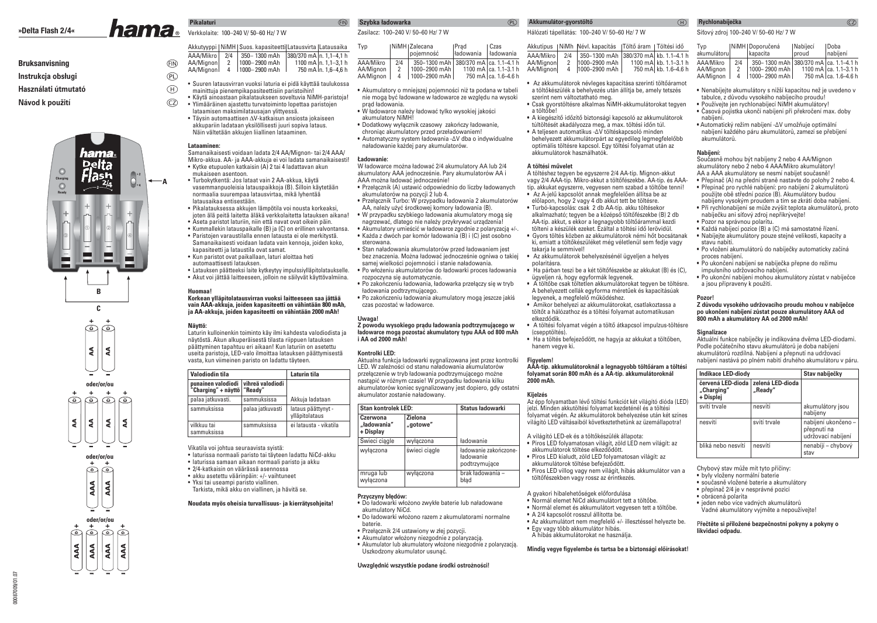»Delta Flash 2/4«

**hama**

Bruksanvisning (FIN)

Instrukcja obsługi (PL)

Használati útmutató (H)

Návod k použití (CZ)

Charging

Ready

A

B

C

AA AA

oder/or/ou

AA AA AA AA

oder/or/ou

AAA AAA

oder/or/ou

AAA AAA AAA AAA

00087009/01.07

## Pikalaturi (FIN)

Verkkolaite: 100–240 V/ 50–60 Hz/ 7 W

| Akkutyyppi | NiMH | Suos. kapasiteetti | Latausvirta | Latausaika |
|---|---|---|---|---|
| AAA/Mikro | 2/4 | 350– 1300 mAh | 380/370 mA | n. 1,1–4,1 h |
| AA/Mignon | 2 | 1000– 2900 mAh | 1100 mA | n. 1,1–3,1 h |
| AA/Mignon | 4 | 1000– 2900 mAh | 750 mA | n. 1,6–4,6 h |

- Suuren latausvirran vuoksi laturia ei pidä käyttää taulukossa mainittuja pienempikapasiteettisiin paristoihin!
- Käytä ainoastaan pikalataukseen soveltuvia NiMH-paristoja!
- Ylimääräinen ajastettu turvatoiminto lopettaa paristojen lataamisen maksimilatausajan ylittyessä.
- Täysin automaattisen ΔV-katkaisun ansiosta jokaiseen akkupariin ladataan yksilöllisesti juuri sopiva lataus. Näin vältetään akkujen liiallinen lataaminen.

### Lataaminen:

Samanaikaisesti voidaan ladata 2/4 AA/Mignon- tai 2/4 AAA/ Mikro-akkua. AA- ja AAA-akkuja ei voi ladata samanaikaisesti!

- Kytke etupuolen katkaisin (A) 2 tai 4 ladattavan akun mukaiseen asentoon.
- Turbokytkentä: Jos lataat vain 2 AA-akkua, käytä vasemmanpuoleisia latauspaikkoja (B). Silloin käytetään normaalia suurempaa latausvirtaa, mikä lyhentää latausaikaa entisestään.
- Pikalatauksessa akkujen lämpötila voi nousta korkeaksi, joten älä peitä laitetta äläkä verkkolaitetta latauksen aikana!
- Aseta paristot laturiin, niin että navat ovat oikein päin.
- Kummallekin latauspaikalle (B) ja (C) on erillinen valvontansa.
- Paristojen varaustilalla ennen latausta ei ole merkitystä. Samanaikaisesti voidaan ladata vain kennoja, joiden koko, kapasiteetti ja varaustila ovat samat.
- Kun paristot ovat paikallaan, laturi aloittaa heti automaattisesti latauksen.
- Latauksen päätteeksi laite kytkeytyy impulssiylläpitolataukselle.
- Akut voi jättää laitteeseen, jolloin ne säilyvät käyttövalmiina.

### Huomaa!

**Korkean ylläpitolatausvirran vuoksi laitteeseen saa jättää vain AAA-akkuja, joiden kapasiteetti on vähintään 800 mAh, ja AA-akkuja, joiden kapasiteetti on vähintään 2000 mAh!**

### Näyttö:

Laturin kulloinenkin toiminto käy ilmi kahdesta valodiodista ja näytöstä. Akun alkuperäisestä tilasta riippuen latauksen päättyminen tapahtuu eri aikaan! Kun laturiin on asetettu useita paristoja, LED-valo ilmoittaa latauksen päättymisestä vasta, kun viimeinen paristo on ladattu täyteen.

| Valodiodin tila | | Laturin tila |
|---|---|---|
| punainen valodiodi "Charging" + näyttö | vihreä valodiodi "Ready" | |
| palaa jatkuvasti. | sammuksissa | Akkuja ladataan |
| sammuksissa | palaa jatkuvasti | lataus päättynyt - ylläpitolataus |
| vilkkuu tai sammuksissa | sammuksissa | ei latausta - vikatila |

Vikatila voi johtua seuraavista syistä:

- laturissa normaali paristo tai täyteen ladattu NiCd-akku
- laturissa samaan aikaan normaali paristo ja akku
- 2/4-katkaisin on väärässä asennossa
- akku asetettu väärinpäin: +/- vaihtuneet
- Yksi tai useampi paristo viallinen. Tarkista, mikä akku on viallinen, ja hävitä se.

**Noudata myös oheisia turvallisuus- ja kierrätysohjeita!**

## Szybka ładowarka (PL)

Zasilacz: 100–240 V/ 50–60 Hz/ 7 W

| Typ | NiMH | Zalecana pojemność | Prąd ładowania | Czas ładowania |
|---|---|---|---|---|
| AAA/Mikro | 2/4 | 350–1300 mAh | 380/370 mA | ca. 1.1–4.1 h |
| AA/Mignon | 2 | 1000–2900 mAh | 1100 mA | ca. 1.1–3.1 h |
| AA/Mignon | 4 | 1000–2900 mAh | 750 mA | ca. 1.6–4.6 h |

- Akumulatory o mniejszej pojemności niż ta podana w tabeli nie mogą być ładowane w ładowarce ze względu na wysoki prąd ładowania.
- W ładowarce należy ładować tylko wysokiej jakości akumulatory NiMH!
- Dodatkowy wyłącznik czasowy zakończy ładowanie, chroniąc akumulatory przed przeładowaniem!
- Automatyczny system ładowania -ΔV dba o indywidualne naładowanie każdej pary akumulatorów.

### Ładowanie:

W ładowarce można ładować 2/4 akumulatory AA lub 2/4 akumulatory AAA jednocześnie. Pary akumulatorów AA i AAA można ładować jednocześnie!

- Przełącznik (A) ustawić odpowiednio do liczby ładowanych akumulatorów na pozycji 2 lub 4.
- Przełącznik Turbo: W przypadku ładowania 2 akumulatorów AA, należy użyć środkowej komory ładowania (B).
- W przypadku szybkiego ładowania akumulatory mogą się nagrzewać, dlatego nie należy przykrywać urządzenia!
- Akumulatory umieścić w ładowarce zgodnie z polaryzacją +/-.
- Każda z dwóch par komór ładowania (B) i (C) jest osobno sterowana.
- Stan naładowania akumulatorów przed ładowaniem jest bez znaczenia. Można ładować jednocześnie ogniwa o takiej samej wielkości pojemności i stanie naładowania.
- Po włożeniu akumulatorów do ładowarki proces ładowania rozpoczyna się automatycznie.
- Po zakończeniu ładowania, ładowarka przełączy się w tryb ładowania podtrzymującego.
- Po zakończeniu ładowania akumulatory mogą jeszcze jakiś czas pozostać w ładowarce.

### Uwaga!

**Z powodu wysokiego prądu ładowania podtrzymującego w ładowarce mogą pozostać akumulatory typu AAA od 800 mAh i AA od 2000 mAh!**

### Kontrolki LED:

Aktualna funkcja ładowarki sygnalizowana jest przez kontrolki LED. W zależności od stanu naładowania akumulatorów przełączenie w tryb ładowania podtrzymującego może nastąpić w różnym czasie! W przypadku ładowania kilku akumulatorów koniec sygnalizowany jest dopiero, gdy ostatni akumulator zostanie naładowany.

| Stan kontrolek LED: | | Status ładowarki |
|---|---|---|
| Czerwona „ładowania" + Display | Zielona „gotowe" | |
| Świeci ciągle | wyłączona | ładowanie |
| wyłączona | świeci ciągle | ładowanie zakończone- ładowanie podtrzymujące |
| mruga lub wyłączona | wyłączona | brak ładowania – błąd |

### Przyczyny błędów:

- Do ładowarki włożono zwykłe baterie lub naładowane akumulatory NiCd.
- Do ładowarki włożono razem z akumulatorami normalne baterie.
- Przełącznik 2/4 ustawiony w złej pozycji.
- Akumulator włożony niezgodnie z polaryzacją.
- Akumulator lub akumulatory włożone niezgodnie z polaryzacją. Uszkodzony akumulator usunąć.

**Uwzględnić wszystkie podane środki ostrożności!**

## Akkumulátor-gyorstöltő (H)

Hálózati tápellátás: 100–240 V/ 50–60 Hz/ 7 W

| Akkutípus | NiMh | Névl. kapacitás | Töltő áram | Töltési idő |
|---|---|---|---|---|
| AAA/Mikro | 2/4 | 350–1300 mAh | 380/370 mA | kb. 1.1–4.1 h |
| AA/Mignon | 2 | 1000–2900 mAh | 1100 mA | kb. 1.1–3.1 h |
| AA/Mignon | 4 | 1000–2900 mAh | 750 mA | kb. 1.6–4.6 h |

- Az akkumulátorok névleges kapacitása szerinti töltőáramot a töltőkészülék a behelyezés után állítja be, amely tetszés szerint nem változtatható meg.
- Csak gyorstöltésre alkalmas NiMH-akkumulátorokat tegyen a töltőbe!
- A kiegészítő időzítő biztonsági kapcsoló az akkumulátorok túltöltését akadályozza meg, a max. töltési időn túl.
- A teljesen automatikus -ΔV töltéskapcsoló minden behelyezett akkumulátorpárt az egyedileg legmegfelelőbb optimális töltésre kapcsol. Egy töltési folyamat után az akkumulátorok használhatók.

### A töltési művelet

A töltéshez tegyen be egyszerre 2/4 AA-tip. Mignon-akkut vagy 2/4 AAA-tip. Mikro-akkut a töltőfészekbe. AA-tip. és AAA-tip. akkutat egyszerre, vegyesen nem szabad a töltőbe tenni!

- Az A-jelű kapcsolót annak megfelelően állítsa be az előlapon, hogy 2 vagy 4 db akkut tett be töltésre.
- Turbó-kapcsolás: csak 2 db AA-tip. akku töltésekor alkalmazható; tegyen be a középső töltőfészekbe (B) 2 db AA-tip. akkut, s ekkor a legnagyobb töltőárammal kezdi tölteni a készülék ezeket. Ezáltal a töltési idő lerövidül.
- Gyors töltés közben az akkumulátorok némi hőt bocsátanak ki, emiatt a töltőkészüléket még véletlenül sem fedje vagy takarja le semmivel!
- Az akkumulátorok behelyezésénél ügyeljen a helyes polaritásra.
- Ha párban teszi be a két töltőfészekbe az akkukat (B) és (C), ügyeljen rá, hogy egyformák legyenek.
- A töltőbe csak töltetlen akkumulátorokat tegyen be töltésre. A behelyezett cellák egyforma méretűek és kapacitásúak legyenek, a megfelelő működéshez.
- Amikor behelyezi az akkumulátorokat, csatlakoztassa a töltőt a hálózathoz és a töltési folyamat automatikusan elkezdődik.
- A töltési folyamat végén a töltő átkapcsol impulzus-töltésre (csepptöltés).
- Ha a töltés befejeződött, ne hagyja az akkukat a töltőben, hanem vegye ki.

### Figyelem!

**AAA-tip. akkumulátoroknál a legnagyobb töltőáram a töltési folyamat során 800 mAh és a AA-tip. akkumulátoroknál 2000 mAh.**

### Kijelzés

Az épp folyamatban lévő töltési funkciót két világító dióda (LED) jelzi. Minden akkutöltési folyamat kezdeténél és a töltési folyamat végén. Az akkumulátorok behelyezése után két színes világító LED váltásaiból következtethetünk az üzemállapotra!

A világító LED-ek és a töltőkészülék állapota:

- Piros LED folyamatosan világít, zöld LED nem világít: az akkumulátorok töltése elkezdődött.
- Piros LED kialudt, zöld LED folyamatosan világít: az akkumulátorok töltése befejeződött.
- Piros LED villog vagy nem világít, hibás akkumulátor van a töltőfészekben vagy rossz az érintkezés.

A gyakori hibalehetőségek előfordulása

- Normál elemet NiCd akkumulátort tett a töltőbe.
- Normál elemet és akkumulátort vegyesen tett a töltőbe.
- A 2/4 kapcsolót rosszul állította be.
- Az akkumulátort nem megfelelő +/- illesztéssel helyezte be.
- Egy vagy több akkumulátor hibás. A hibás akkumulátorokat ne használja.

**Mindig vegye figyelembe és tartsa be a biztonsági előírásokat!**

## Rychlonabíječka (CZ)

Síťový zdroj 100–240 V/ 50–60 Hz/ 7 W

| Typ akumulátoru | NiMH | Doporučená kapacita | Nabíjecí proud | Doba nabíjení |
|---|---|---|---|---|
| AAA/Mikro | 2/4 | 350– 1300 mAh | 380/370 mA | ca. 1.1–4.1 h |
| AA/Mignon | 2 | 1000– 2900 mAh | 1100 mA | ca. 1.1–3.1 h |
| AA/Mignon | 4 | 1000– 2900 mAh | 750 mA | ca. 1.6–4.6 h |

- Nenabíjejte akumulátory s nižší kapacitou než je uvedeno v tabulce, z důvodu vysokého nabíjecího proudu!
- Používejte jen rychlonabíjecí NiMH akumulátory!
- Časová pojistka ukončí nabíjení při překročení max. doby nabíjení.
- Automatický režim nabíjení -ΔV umožňuje optimální nabíjení každého páru akumulátorů, zamezí se přebíjení akumulátorů.

### Nabíjení:

Současně mohou být nabíjeny 2 nebo 4 AA/Mignon akumulátory nebo 2 nebo 4 AAA/Mikro akumulátory! AA a AAA akumulátory se nesmí nabíjet současně!

- Přepínač (A) na přední straně nastavte do polohy 2 nebo 4.
- Přepínač pro rychlé nabíjení: pro nabíjení 2 akumulátorů použijte obě střední pozice (B). Akumulátory budou nabíjeny vysokým proudem a tím se zkrátí doba nabíjení.
- Při rychlonabíjení se může zvýšit teplota akumulátorů, proto nabíječku ani síťový zdroj nepřikrývejte!
- Pozor na správnou polaritu.
- Každá nabíjecí pozice (B) a (C) má samostatné řízení.
- Nabíjejte akumulátory pouze stejné velikosti, kapacity a stavu nabití.
- Po vložení akumulátorů do nabíječky automaticky začíná proces nabíjení.
- Po ukončení nabíjení se nabíječka přepne do režimu impulsního udržovacího nabíjení.
- Po ukončení nabíjení mohou akumulátory zůstat v nabíječce a jsou připraveny k použití.

### Pozor!

**Z důvodu vysokého udržovacího proudu mohou v nabíječce po ukončení nabíjení zůstat pouze akumulátory AAA od 800 mAh a akumulátory AA od 2000 mAh!**

### Signalizace

Aktuální funkce nabíječky je indikována dvěma LED-diodami. Podle počátečního stavu akumulátorů je doba nabíjení akumulátorů rozdílná. Nabíjení a přepnutí na udržovací nabíjení nastává po plném nabití druhého akumulátoru v páru.

| Indikace LED-diody | | Stav nabíječky |
|---|---|---|
| červená LED-dioda „Charging" + Displej | zelená LED-dioda „Ready" | |
| svítí trvale | nesvítí | akumulátory jsou nabíjeny |
| nesvítí | svítí trvale | nabíjení ukončeno – přepnutí na udržovací nabíjení |
| bliká nebo nesvítí | nesvítí | nenabíjí – chybový stav |

Chybový stav může mít tyto příčiny:

- byly vloženy normální baterie
- současně vložené baterie a akumulátory
- přepínač 2/4 je v nesprávné pozici
- obrácená polarita
- jeden nebo více vadných akumulátorů. Vadné akumulátory vyjměte a nepoužívejte!

**Přečtěte si přiložené bezpečnostní pokyny a pokyny o likvidaci odpadu.**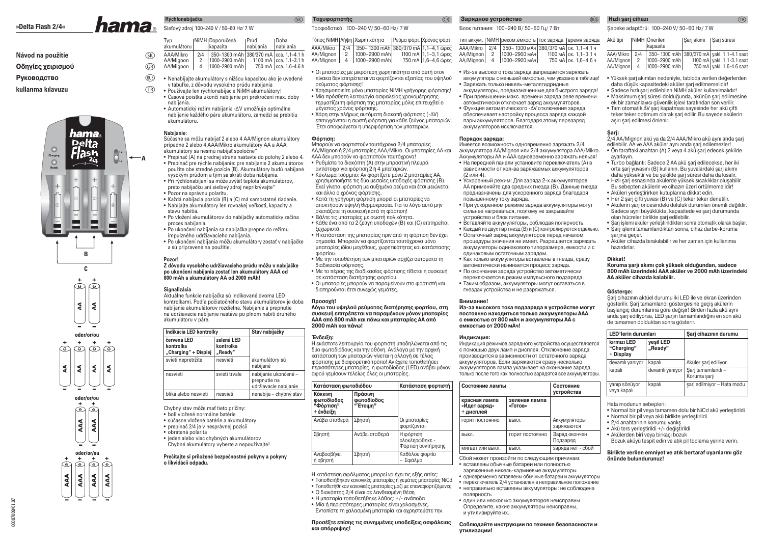# »Delta Flash 2/4«

**hama**

**Návod na použitie** (SK)
**Οδηγίες χειρισμού** (GR)
**Руководство** (RUS)
**kullanma kılavuzu** (TR)

Charging
Ready
hama Delta Flash 2/4
2
4
A
B
C
AA AA
oder/or/ou
AA AA AA AA
oder/or/ou
AAA AAA
oder/or/ou
AAA AAA AAA AAA

00087009/01.07

## Rýchlonabíjačka (SK)

Sieťový zdroj 100–240 V / 50–60 Hz/ 7 W

| Typ akumulátoru | NiMH | Doporučená kapacita | Prúd nabíjania | Doba nabíjania |
|---|---|---|---|---|
| AAA/Mikro | 2/4 | 350– 1300 mAh | 380/370 mA | cca. 1.1–4.1 h |
| AA/Mignon | 2 | 1000–2900 mAh | 1100 mA | cca. 1.1–3.1 h |
| AA/Mignon | 4 | 1000–2900 mAh | 750 mA | cca. 1.6–4.6 h |

- Nenabíjajte akumulátory s nižšou kapacitou ako je uvedené v tabuľke, z dôvodu vysokého prúdu nabíjania
- Používajte len rýchlonabíjacie NiMH akumulátory!
- Časová poistka ukončí nabíjanie pri prekročení max. doby nabíjania.
- Automatický režim nabíjania -ΔV umožňuje optimálne nabíjanie každého páru akumulátoru, zamedzí sa prebitiu akumulátoru.

**Nabíjanie:**
Súčasne sa môžu nabíjať 2 alebo 4 AA/Mignon akumulátory prípadne 2 alebo 4 AAA/Mikro akumulátory AA a AAA akumulátory sa nesmú nabíjať spoločne"
- Prepínač (A) na prednej strane nastavte do polohy 2 alebo 4.
- Prepínač pre rýchle nabíjanie: pre nabíjanie 2 akumulátorov použite obe stredné pozície (B). Akumulátory budú nabíjané vysokým prúdom a tým sa skráti doba nabíjania.
- Pri rýchlonabíjaní sa môže zvýšiť teplota akumulátorov, preto nabíjačku ani sieťový zdroj neprikrývajte"
- Pozor na správnu polaritu.
- Každá nabíjacia pozícia (B) a (C) má samostatné riadenie.
- Nabíjajte akumulátory len rovnakej veľkosti, kapacity a stavu nabitia.
- Po vložení akumulátorov do nabíjačky automaticky začína proces nabíjania.
- Po ukončení nabíjania sa nabíjačka prepne do režimu impulzného udržiavacieho nabíjania.
- Po ukončení nabíjania môžu akumulátory zostať v nabíjačke a sú pripravené na použitie.

**Pozor!**
**Z dôvodu vysokého udržiavacieho prúdu môžu v nabíjačke po ukončení nabíjania zostať len akumulátory AAA od 800 mAh a akumulátory AA od 2000 mAh!**

**Signalizácia**
Aktuálne funkcie nabíjačka sú indikované dvoma LED kontrolkami. Podľa počiatočného stavu akumulátorov je doba nabíjania akumulátorov rozdielna. Nabíjanie a prepnutie na udržiavacie nabíjanie nastáva po plnom nabití druhého akumulátoru v páre.

| Indikácia LED kontrolky | | Stav nabíjačky |
|---|---|---|
| **červená LED kontrolka „Charging" + Displej** | **zelená LED kontrolka „Ready"** | |
| svieti nepretržite | nesvieti | akumulátory sú nabíjané |
| nesvieti | svieti trvale | nabíjanie ukončené – prepnutie na udržiavacie nabíjanie |
| bliká alebo nesvieti | nesvieti | nenabíja – chybný stav |

Chybný stav môže mať tieto príčiny:
- boli vložené normálne batérie
- súčasne vložené batérie a akumulátory
- prepínač 2/4 je v nesprávnej pozícii
- obrátená polarita
- jeden alebo viac chybných akumulátorov
  Chybné akumulátory vyberte a nepoužívajte!

**Prečítajte si priložené bezpečnostné pokyny a pokyny o likvidácii odpadu.**

## Ταχυφορτιστής (GR)

Τροφοδοτικό: 100–240 V/ 50–60 Hz/ 7 W

| Τύπος NiMH | Λήψη | Χωρητικότητα | Ρεύμα φορτ. | Χρόνος φορτ. |
|---|---|---|---|---|
| AAA/Mikro | 2/4 | 350– 1300 mAh | 380/370 mA | 1,1–4,1 ώρες |
| AA/Mignon | 2 | 1000–2900 mAh | 1100 mA | 1,1–3,1 ώρες |
| AA/Mignon | 4 | 1000–2900 mAh | 750 mA | 1,6–4,6 ώρες |

- Οι μπαταρίες με μικρότερη χωρητικότητα από αυτή στον πίνακα δεν επιτρέπεται να φορτίζονται εξαιτίας του υψηλού ρεύματος φόρτισης!
- Χρησιμοποιείτε μόνο μπαταρίες NiMH γρήγορης φόρτισης!
- Μία πρόσθετη λειτουργία ασφαλείας χρονομέτρησης τερματίζει τη φόρτιση της μπαταρίας μόλις επιτευχθεί ο μέγιστος χρόνος φόρτισης.
- Χάρη στην πλήρως αυτόματη διακοπή φόρτισης (-ΔV) επιτυγχάνεται η σωστή φόρτιση για κάθε ζεύγος μπαταριών. Έτσι αποφεύγεται η υπερφόρτιση των μπαταριών.

**Φόρτιση:**
Μπορούν να φορτιστούν ταυτόχρονα 2/4 μπαταρίες AA/Mignon ή 2/4 μπαταρίες AAA/Mikro. Οι μπαταρίες AA και AAA δεν μπορούν να φορτιστούν ταυτόχρονα!
- Ρυθμίστε το διακόπτη (A) στην μπροστινή πλευρά αντίστοιχα για φόρτιση 2 ή 4 μπαταριών.
- Κύκλωμα τούρμπο: Αν φορτίζετε μόνο 2 μπαταρίες AA, χρησιμοποιήστε τις δύο μεσαίες υποδοχές φόρτισης (B). Εκεί γίνεται φόρτιση με αυξημένο ρεύμα και έτσι μειώνεται και άλλο ο χρόνος φόρτισης.
- Κατά τη γρήγορη φόρτιση μπορεί οι μπαταρίες να αποκτήσουν υψηλή θερμοκρασία. Για το λόγο αυτό μην σκεπάζετε τη συσκευή κατά τη φόρτιση!
- Βάλτε τις μπαταρίες με σωστή πολικότητα.
- Κάθε ένα από τα 2 ζεύγη υποδοχών (B) και (C) επιτηρείται ξεχωριστά.
- Η κατάσταση της μπαταρίας πριν από τη φόρτιση δεν έχει σημασία. Μπορούν να φορτίζονται ταυτόχρονα μόνο μπαταρίες ιδίου μεγέθους, χωρητικότητας και κατάστασης φορτίου.
- Με την τοποθέτηση των μπαταριών αρχίζει αυτόματα τη διαδικασία φόρτισης.
- Με το πέρας της διαδικασίας φόρτισης τίθεται η συσκευή σε κατάσταση διατήρησης φορτίου.
- Οι μπαταρίες μπορούν να παραμείνουν στο φορτιστή και διατηρούνται έτσι συνεχώς γεμάτες.

**Προσοχή!**
**Λόγω του υψηλού ρεύματος διατήρησης φορτίου, στη συσκευή επιτρέπεται να παραμένουν μόνον μπαταρίες AAA από 800 mAh και πάνω και μπαταρίες AA από 2000 mAh και πάνω!**

**Ένδειξη:**
Η εκάστοτε λειτουργία του φορτιστή υποδηλώνεται από τις δύο φωτοδιόδους και την οθόνη. Ανάλογα με την αρχική κατάσταση των μπαταριών γίνεται η αλλαγή σε τέλος φόρτισης με διαφορετικό τρόπο! Αν έχετε τοποθετήσει περισσότερες μπαταρίες, η φωτοδίοδος (LED) ανάβει μόνον αφού γεμίσουν τελείως όλες οι μπαταρίες.

| Κατάσταση φωτοδιόδου | | Κατάσταση φορτιστή |
|---|---|---|
| **Κόκκινη φωτοδίοδος "Φόρτιση" + ένδειξη** | **Πράσινη φωτοδίοδος "Έτοιμη"** | |
| Ανάβει σταθερά | Σβηστή | Οι μπαταρίες φορτίζονται |
| Σβηστή | Ανάβει σταθερά | Η φόρτιση ολοκληρώθηκε - Φόρτιση συντήρησης |
| Αναβοσβήνει ή σβηστή | Σβηστή | Καθόλου φορτίο – Σφάλμα |

Η κατάσταση σφάλματος μπορεί να έχει τις εξής αιτίες:
- Τοποθετήθηκαν κανονικές μπαταρίες ή γεμάτες μπαταρίες NiCd
- Τοποθετήθηκαν κανονικές μπαταρίες μαζί με επαναφορτιζόμενες
- Ο διακόπτης 2/4 είναι σε λανθασμένη θέση
- Η μπαταρία τοποθετήθηκε λάθος: +/- ανάποδα
- Μία ή περισσότερες μπαταρίες είναι χαλασμένες. Εντοπίστε τη χαλασμένη μπαταρία και αχρηστεύστε την.

**Προσέξτε επίσης τις συνημμένες υποδείξεις ασφάλειας και απόρριψης!**

## Зарядное устройство (RUS)

Блок питания: 100–240 В/ 50–60 Гц/ 7 Вт

| тип аккум. | NiMH | реком.емкость | ток заряда | время заряда |
|---|---|---|---|---|
| AAA/Mikro | 2/4 | 350– 1300 мАч | 380/370 мА | ок. 1,1–4,1 ч |
| AA/Mignon | 2 | 1000–2900 мАч | 1100 мА | ок. 1,1–3,1 ч |
| AA/Mignon | 4 | 1000–2900 мАч | 750 мА | ок. 1,6–4,6 ч |

- Из-за высокого тока заряда запрещается заряжать аккумуляторы с меньшей емкостью, чем указано в таблице!
- Заряжать только никель-металлгидридные аккумуляторы, предназначенные для быстрого заряда!
- При превышении макс. времени заряда реле времени автоматически отключает заряд аккумуляторов.
- Функция автоматического -ΔV отключения заряда обеспечивает настройку процесса заряда каждой пары аккумуляторов. Благодаря этому перезаряд аккумуляторов исключается.

**Порядок заряда:**
Имеется возможность одновременно заряжать 2/4 аккумулятора AA/Mignon или 2/4 аккумулятора AAA/Mikro. Аккумуляторы AA и AAA одновременно заряжать нельзя!
- На передней панели установите переключатель (A) в зависимости от кол-ва заряжаемых аккумуляторов (2 или 4).
- Ускоренный режим: Для заряда 2-х аккумуляторов AA применяйте два средних гнезда (B). Данные гнезда предназначены для ускоренного заряда благодаря повышенному току заряда.
- При ускоренном режиме заряда аккумуляторы могут сильнее нагреваться, поэтому не закрывайте устройство и блок питания.
- Вставляйте аккумуляторы, соблюдая полярность.
- Каждый из двух пар гнезд (B) и (C) контролируются отдельно.
- Остаточный заряд аккумуляторов перед началом процедуры значения не имеет. Разрешается заряжать аккумуляторы одинакового типоразмера, емкости и с одинаковым остаточным зарядом.
- Как только аккумуляторы вставлены в гнезда, сразу автоматически начинается процесс заряда.
- По окончании заряда устройство автоматически переключается в режим импульсного подзаряда.
- Таким образом, аккумуляторы могут оставаться в гнездах устройства и не разряжаться.

**Внимание!**
**Из-за высокого тока подзаряда в устройстве могут постоянно находиться только аккумуляторы AAA с емкостью от 800 мАч и аккумуляторы AA с емкостью от 2000 мАч!**

**Индикация:**
Индикация режимов зарядного устройства осуществляется с помощью двух ламп и дисплея. Отключение заряда производится в зависимости от остаточного заряда аккумуляторов. Если заряжаются сразу несколько аккумуляторов лампа указывает на окончание заряда, только после того как полностью зарядятся все аккумуляторы.

| Состояние лампы | | Состояние устройства |
|---|---|---|
| **красная лампа «Идет заряд» + дисплей** | **зеленая лампа «Готов»** | |
| горит постоянно | выкл. | Аккумуляторы заряжаются |
| выкл. | горит постоянно | Заряд окончен Подзаряд |
| мигает или выкл. | выкл. | заряда нет - сбой |

Сбой может произойти по следующим причинам:
- вставлены обычные батареи или полностью заряженные никель-кадмиевые аккумуляторы
- одновременно вставлены обычные батареи и аккумуляторы
- переключатель 2/4 установлен в неправильное положение
- неправильно вставлены аккумуляторы: не соблюдена полярность
- один или несколько аккумуляторов неисправны
  Определите, какие аккумуляторы неисправны, и утилизируйте их.

**Соблюдайте инструкции по технике безопасности и утилизации!**

## Hızlı şarj cihazı (TR)

Şebeke adaptörü: 100–240 V/ 50–60 Hz/ 7 W

| Akü tipi | NiMH | Önerilen kapasite | Şarj akımı | Şarj süresi |
|---|---|---|---|---|
| AAA/Mikro | 2/4 | 350– 1300 mAh | 380/370 mA | yakl. 1.1-4.1 saat |
| AA/Mignon | 2 | 1000–2900 mAh | 1100 mA | yakl. 1.1-3.1 saat |
| AA/Mignon | 4 | 1000–2900 mAh | 750 mA | yakl. 1.6-4.6 saat |

- Yüksek şarj akımları nedeniyle, tabloda verilen değerlerden daha düşük kapasitedeki aküler şarj edilmemelidir!
- Sadece hızlı şarj edilebilen NiMH aküler kullanılmalıdır!
- Maksimum şarj süresi dolduğunda, akünün şarj edilmesine ek bir zamanlayıcı güvenlik işlevi tarafından son verilir.
- Tam otomatik ΔV şarj kapatması sayesinde her akü çifti teker teker optimum olarak şarj edilir. Bu sayede akülerin aşırı şarj edilmesi önlenir.

**Şarj:**
2/4 AA/Mignon akü ya da 2/4 AAA/Mikro akü aynı anda şarj edilebilir. AA ve AAA aküler aynı anda şarj edilemezler!
- Ön taraftaki anahtarı (A) 2 veya 4 akü şarj edecek şekilde ayarlayın.
- Turbo bağlantı: Sadece 2 AA akü şarj edilecekse, her iki orta şarj yuvasını (B) kullanın. Bu yuvalardaki şarj akımı daha yüksektir ve bu şekilde şarj süresi daha da kısalır.
- Hızlı şarj esnasında akülerde yüksek sıcaklıklar oluşabilir. Bu sebepten akülerin ve cihazın üzeri örtülmemelidir!
- Aküleri yerleştirirken kutuplarına dikkat edin.
- Her 2 şarj çifti yuvası (B) ve (C) teker teker denetlir.
- Akülerin şarj öncesindeki doluluk durumları önemli değildir. Sadece aynı büyüklükte, kapasitede ve şarj durumunda olan hücreler birlikte şarj edilebilir.
- Şarj işlemi aküler yerleştirildikten sonra otomatik olarak başlar.
- Şarj işlemi tamamlandıktan sonra, cihaz darbe-koruma şarjına geçer.
- Aküler cihazda bırakılabilir ve her zaman için kullanıma hazırdırlar.

**Dikkat!**
**Koruma şarjı akımı çok yüksek olduğundan, sadece 800 mAh üzerindeki AAA aküler ve 2000 mAh üzerindeki AA aküler cihazda kalabilir.**

**Gösterge:**
Şarj cihazının aktüel durumu iki LED ile ve ekran üzerinden gösterilir. Şarj tamamlandı göstergesine geçiş akülerin başlangıç durumlarına göre değişir! Birden fazla akü aynı anda şarj ediliyorsa, LED şarjın tamamlandığını en son akü de tamamen dolduktan sonra gösterir.

| LED'lerin durumları | | Şarj cihazının durumu |
|---|---|---|
| **kırmızı LED "Charging" + Display** | **yeşil LED „Ready"** | |
| devamlı yanıyor | kapalı | Aküler şarj ediliyor |
| kapalı | devamlı yanıyor | Şarj tamamlandı – Koruma şarjı |
| yanıp sönüyor veya kapalı | kapalı | şarj edilmiyor – Hata modu |

Hata modunun sebepleri:
- Normal bir pil veya tamamen dolu bir NiCd akü yerleştirildi
- Normal bir pil veya akü birlikte yerleştirildi
- 2/4 anahtarının konumu yanlış
- Akü ters yerleştirildi +/– değiştirildi
- Akülerden biri veya birkaçı bozuk
  Bozuk aküyü tespit edin ve atık pil toplama yerine verin.

**Birlikte verilen emniyet ve atık bertaraf uyarılarını göz önünde bulundurunuz!**